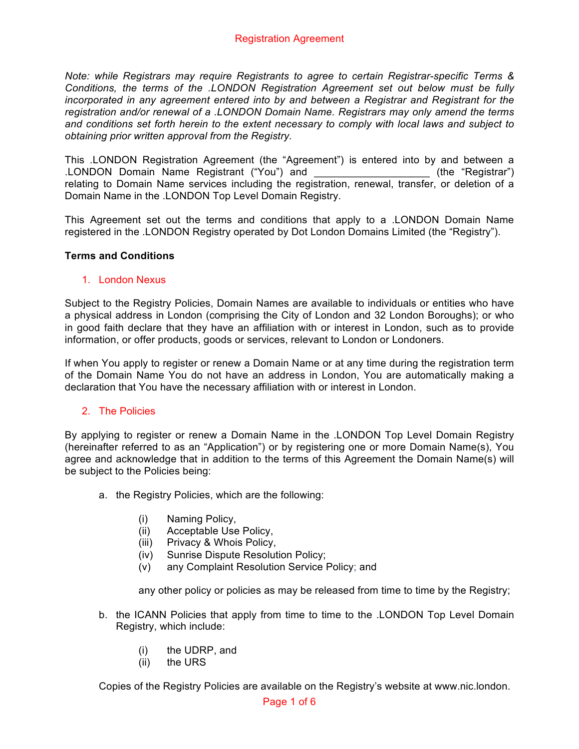# Registration Agreement

*Note: while Registrars may require Registrants to agree to certain Registrar-specific Terms & Conditions, the terms of the .LONDON Registration Agreement set out below must be fully incorporated in any agreement entered into by and between a Registrar and Registrant for the registration and/or renewal of a .LONDON Domain Name. Registrars may only amend the terms and conditions set forth herein to the extent necessary to comply with local laws and subject to obtaining prior written approval from the Registry.*

This .LONDON Registration Agreement (the "Agreement") is entered into by and between a .LONDON Domain Name Registrant ("You") and ____________________ (the "Registrar") relating to Domain Name services including the registration, renewal, transfer, or deletion of a Domain Name in the .LONDON Top Level Domain Registry.

This Agreement set out the terms and conditions that apply to a .LONDON Domain Name registered in the .LONDON Registry operated by Dot London Domains Limited (the "Registry").

**Terms and Conditions**

## 1. London Nexus

Subject to the Registry Policies, Domain Names are available to individuals or entities who have a physical address in London (comprising the City of London and 32 London Boroughs); or who in good faith declare that they have an affiliation with or interest in London, such as to provide information, or offer products, goods or services, relevant to London or Londoners.

If when You apply to register or renew a Domain Name or at any time during the registration term of the Domain Name You do not have an address in London, You are automatically making a declaration that You have the necessary affiliation with or interest in London.

## 2. The Policies

By applying to register or renew a Domain Name in the .LONDON Top Level Domain Registry (hereinafter referred to as an "Application") or by registering one or more Domain Name(s), You agree and acknowledge that in addition to the terms of this Agreement the Domain Name(s) will be subject to the Policies being:

a. the Registry Policies, which are the following:

   (i) Naming Policy,
   (ii) Acceptable Use Policy,
   (iii) Privacy & Whois Policy,
   (iv) Sunrise Dispute Resolution Policy;
   (v) any Complaint Resolution Service Policy; and

   any other policy or policies as may be released from time to time by the Registry;

b. the ICANN Policies that apply from time to time to the .LONDON Top Level Domain Registry, which include:

   (i) the UDRP, and
   (ii) the URS

Copies of the Registry Policies are available on the Registry's website at www.nic.london.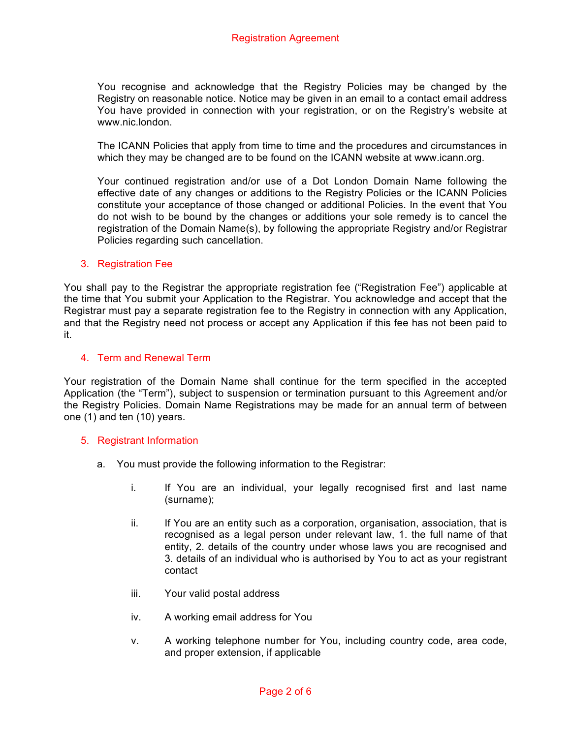You recognise and acknowledge that the Registry Policies may be changed by the Registry on reasonable notice. Notice may be given in an email to a contact email address You have provided in connection with your registration, or on the Registry's website at www.nic.london.

The ICANN Policies that apply from time to time and the procedures and circumstances in which they may be changed are to be found on the ICANN website at www.icann.org.

Your continued registration and/or use of a Dot London Domain Name following the effective date of any changes or additions to the Registry Policies or the ICANN Policies constitute your acceptance of those changed or additional Policies. In the event that You do not wish to be bound by the changes or additions your sole remedy is to cancel the registration of the Domain Name(s), by following the appropriate Registry and/or Registrar Policies regarding such cancellation.

## 3. Registration Fee

You shall pay to the Registrar the appropriate registration fee ("Registration Fee") applicable at the time that You submit your Application to the Registrar. You acknowledge and accept that the Registrar must pay a separate registration fee to the Registry in connection with any Application, and that the Registry need not process or accept any Application if this fee has not been paid to it.

## 4. Term and Renewal Term

Your registration of the Domain Name shall continue for the term specified in the accepted Application (the "Term"), subject to suspension or termination pursuant to this Agreement and/or the Registry Policies. Domain Name Registrations may be made for an annual term of between one (1) and ten (10) years.

## 5. Registrant Information

a. You must provide the following information to the Registrar:

   i. If You are an individual, your legally recognised first and last name (surname);

   ii. If You are an entity such as a corporation, organisation, association, that is recognised as a legal person under relevant law, 1. the full name of that entity, 2. details of the country under whose laws you are recognised and 3. details of an individual who is authorised by You to act as your registrant contact

   iii. Your valid postal address

   iv. A working email address for You

   v. A working telephone number for You, including country code, area code, and proper extension, if applicable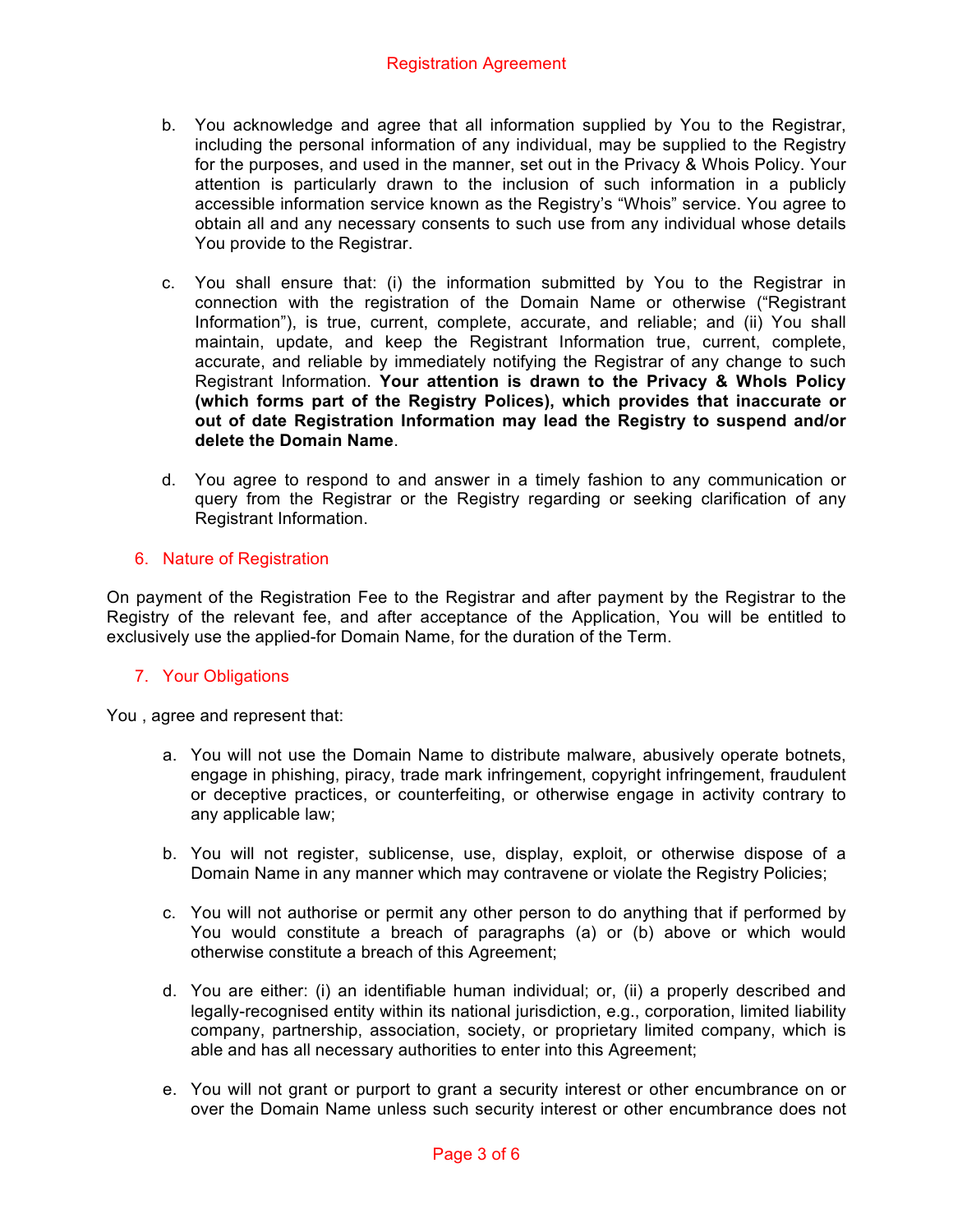b. You acknowledge and agree that all information supplied by You to the Registrar, including the personal information of any individual, may be supplied to the Registry for the purposes, and used in the manner, set out in the Privacy & Whois Policy. Your attention is particularly drawn to the inclusion of such information in a publicly accessible information service known as the Registry's "Whois" service. You agree to obtain all and any necessary consents to such use from any individual whose details You provide to the Registrar.

c. You shall ensure that: (i) the information submitted by You to the Registrar in connection with the registration of the Domain Name or otherwise ("Registrant Information"), is true, current, complete, accurate, and reliable; and (ii) You shall maintain, update, and keep the Registrant Information true, current, complete, accurate, and reliable by immediately notifying the Registrar of any change to such Registrant Information. **Your attention is drawn to the Privacy & WhoIs Policy (which forms part of the Registry Polices), which provides that inaccurate or out of date Registration Information may lead the Registry to suspend and/or delete the Domain Name**.

d. You agree to respond to and answer in a timely fashion to any communication or query from the Registrar or the Registry regarding or seeking clarification of any Registrant Information.

## 6. Nature of Registration

On payment of the Registration Fee to the Registrar and after payment by the Registrar to the Registry of the relevant fee, and after acceptance of the Application, You will be entitled to exclusively use the applied-for Domain Name, for the duration of the Term.

## 7. Your Obligations

You , agree and represent that:

a. You will not use the Domain Name to distribute malware, abusively operate botnets, engage in phishing, piracy, trade mark infringement, copyright infringement, fraudulent or deceptive practices, or counterfeiting, or otherwise engage in activity contrary to any applicable law;

b. You will not register, sublicense, use, display, exploit, or otherwise dispose of a Domain Name in any manner which may contravene or violate the Registry Policies;

c. You will not authorise or permit any other person to do anything that if performed by You would constitute a breach of paragraphs (a) or (b) above or which would otherwise constitute a breach of this Agreement;

d. You are either: (i) an identifiable human individual; or, (ii) a properly described and legally-recognised entity within its national jurisdiction, e.g., corporation, limited liability company, partnership, association, society, or proprietary limited company, which is able and has all necessary authorities to enter into this Agreement;

e. You will not grant or purport to grant a security interest or other encumbrance on or over the Domain Name unless such security interest or other encumbrance does not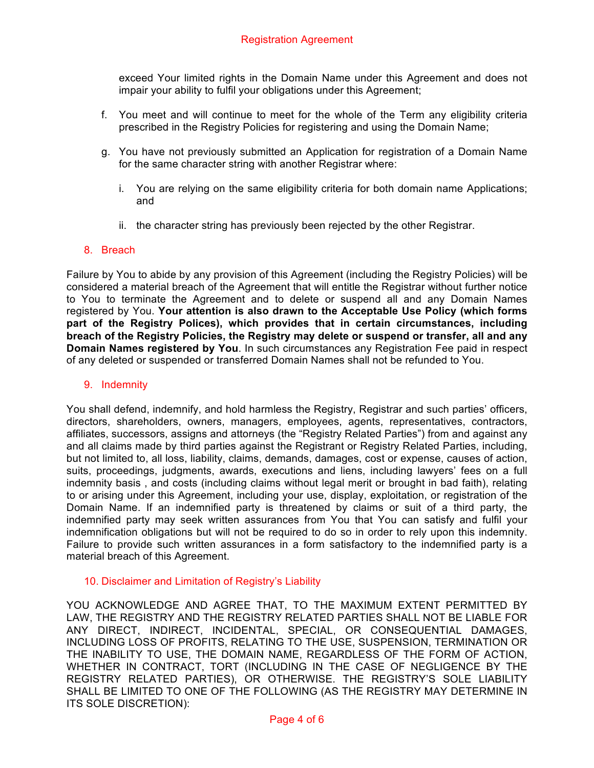exceed Your limited rights in the Domain Name under this Agreement and does not impair your ability to fulfil your obligations under this Agreement;

f. You meet and will continue to meet for the whole of the Term any eligibility criteria prescribed in the Registry Policies for registering and using the Domain Name;

g. You have not previously submitted an Application for registration of a Domain Name for the same character string with another Registrar where:

   i. You are relying on the same eligibility criteria for both domain name Applications; and

   ii. the character string has previously been rejected by the other Registrar.

## 8. Breach

Failure by You to abide by any provision of this Agreement (including the Registry Policies) will be considered a material breach of the Agreement that will entitle the Registrar without further notice to You to terminate the Agreement and to delete or suspend all and any Domain Names registered by You. **Your attention is also drawn to the Acceptable Use Policy (which forms part of the Registry Polices), which provides that in certain circumstances, including breach of the Registry Policies, the Registry may delete or suspend or transfer, all and any Domain Names registered by You**. In such circumstances any Registration Fee paid in respect of any deleted or suspended or transferred Domain Names shall not be refunded to You.

## 9. Indemnity

You shall defend, indemnify, and hold harmless the Registry, Registrar and such parties' officers, directors, shareholders, owners, managers, employees, agents, representatives, contractors, affiliates, successors, assigns and attorneys (the "Registry Related Parties") from and against any and all claims made by third parties against the Registrant or Registry Related Parties, including, but not limited to, all loss, liability, claims, demands, damages, cost or expense, causes of action, suits, proceedings, judgments, awards, executions and liens, including lawyers' fees on a full indemnity basis , and costs (including claims without legal merit or brought in bad faith), relating to or arising under this Agreement, including your use, display, exploitation, or registration of the Domain Name. If an indemnified party is threatened by claims or suit of a third party, the indemnified party may seek written assurances from You that You can satisfy and fulfil your indemnification obligations but will not be required to do so in order to rely upon this indemnity. Failure to provide such written assurances in a form satisfactory to the indemnified party is a material breach of this Agreement.

## 10. Disclaimer and Limitation of Registry's Liability

YOU ACKNOWLEDGE AND AGREE THAT, TO THE MAXIMUM EXTENT PERMITTED BY LAW, THE REGISTRY AND THE REGISTRY RELATED PARTIES SHALL NOT BE LIABLE FOR ANY DIRECT, INDIRECT, INCIDENTAL, SPECIAL, OR CONSEQUENTIAL DAMAGES, INCLUDING LOSS OF PROFITS, RELATING TO THE USE, SUSPENSION, TERMINATION OR THE INABILITY TO USE, THE DOMAIN NAME, REGARDLESS OF THE FORM OF ACTION, WHETHER IN CONTRACT, TORT (INCLUDING IN THE CASE OF NEGLIGENCE BY THE REGISTRY RELATED PARTIES), OR OTHERWISE. THE REGISTRY'S SOLE LIABILITY SHALL BE LIMITED TO ONE OF THE FOLLOWING (AS THE REGISTRY MAY DETERMINE IN ITS SOLE DISCRETION):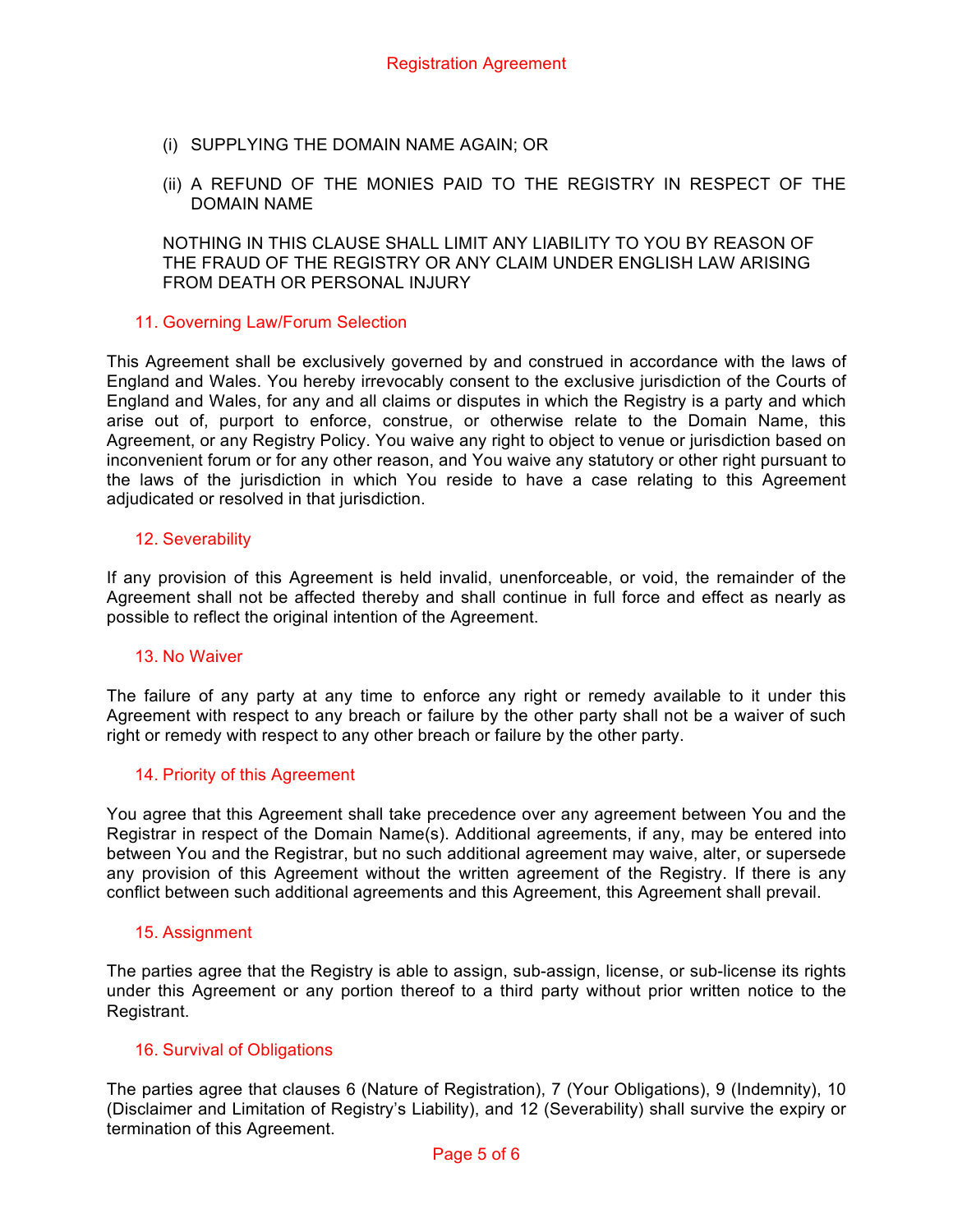(i) SUPPLYING THE DOMAIN NAME AGAIN; OR

(ii) A REFUND OF THE MONIES PAID TO THE REGISTRY IN RESPECT OF THE DOMAIN NAME

NOTHING IN THIS CLAUSE SHALL LIMIT ANY LIABILITY TO YOU BY REASON OF THE FRAUD OF THE REGISTRY OR ANY CLAIM UNDER ENGLISH LAW ARISING FROM DEATH OR PERSONAL INJURY

## 11. Governing Law/Forum Selection

This Agreement shall be exclusively governed by and construed in accordance with the laws of England and Wales. You hereby irrevocably consent to the exclusive jurisdiction of the Courts of England and Wales, for any and all claims or disputes in which the Registry is a party and which arise out of, purport to enforce, construe, or otherwise relate to the Domain Name, this Agreement, or any Registry Policy. You waive any right to object to venue or jurisdiction based on inconvenient forum or for any other reason, and You waive any statutory or other right pursuant to the laws of the jurisdiction in which You reside to have a case relating to this Agreement adjudicated or resolved in that jurisdiction.

## 12. Severability

If any provision of this Agreement is held invalid, unenforceable, or void, the remainder of the Agreement shall not be affected thereby and shall continue in full force and effect as nearly as possible to reflect the original intention of the Agreement.

## 13. No Waiver

The failure of any party at any time to enforce any right or remedy available to it under this Agreement with respect to any breach or failure by the other party shall not be a waiver of such right or remedy with respect to any other breach or failure by the other party.

## 14. Priority of this Agreement

You agree that this Agreement shall take precedence over any agreement between You and the Registrar in respect of the Domain Name(s). Additional agreements, if any, may be entered into between You and the Registrar, but no such additional agreement may waive, alter, or supersede any provision of this Agreement without the written agreement of the Registry. If there is any conflict between such additional agreements and this Agreement, this Agreement shall prevail.

## 15. Assignment

The parties agree that the Registry is able to assign, sub-assign, license, or sub-license its rights under this Agreement or any portion thereof to a third party without prior written notice to the Registrant.

## 16. Survival of Obligations

The parties agree that clauses 6 (Nature of Registration), 7 (Your Obligations), 9 (Indemnity), 10 (Disclaimer and Limitation of Registry's Liability), and 12 (Severability) shall survive the expiry or termination of this Agreement.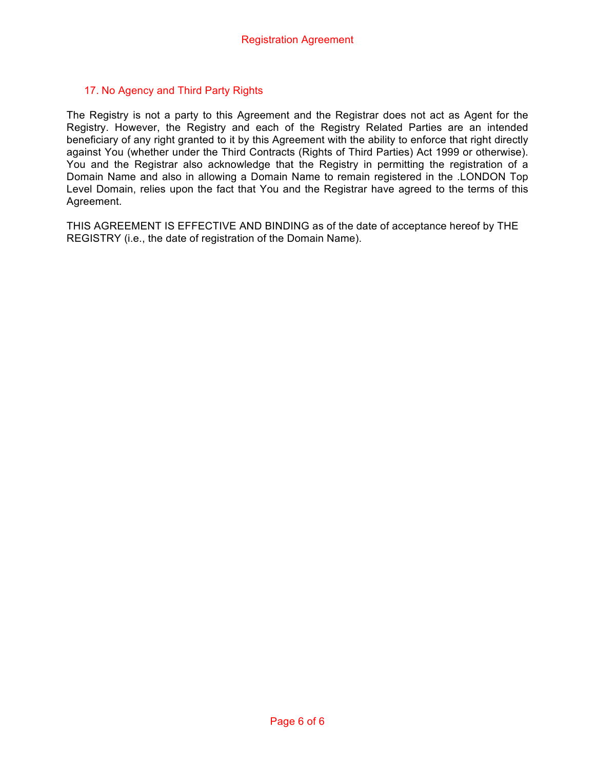## 17. No Agency and Third Party Rights

The Registry is not a party to this Agreement and the Registrar does not act as Agent for the Registry. However, the Registry and each of the Registry Related Parties are an intended beneficiary of any right granted to it by this Agreement with the ability to enforce that right directly against You (whether under the Third Contracts (Rights of Third Parties) Act 1999 or otherwise). You and the Registrar also acknowledge that the Registry in permitting the registration of a Domain Name and also in allowing a Domain Name to remain registered in the .LONDON Top Level Domain, relies upon the fact that You and the Registrar have agreed to the terms of this Agreement.

THIS AGREEMENT IS EFFECTIVE AND BINDING as of the date of acceptance hereof by THE REGISTRY (i.e., the date of registration of the Domain Name).